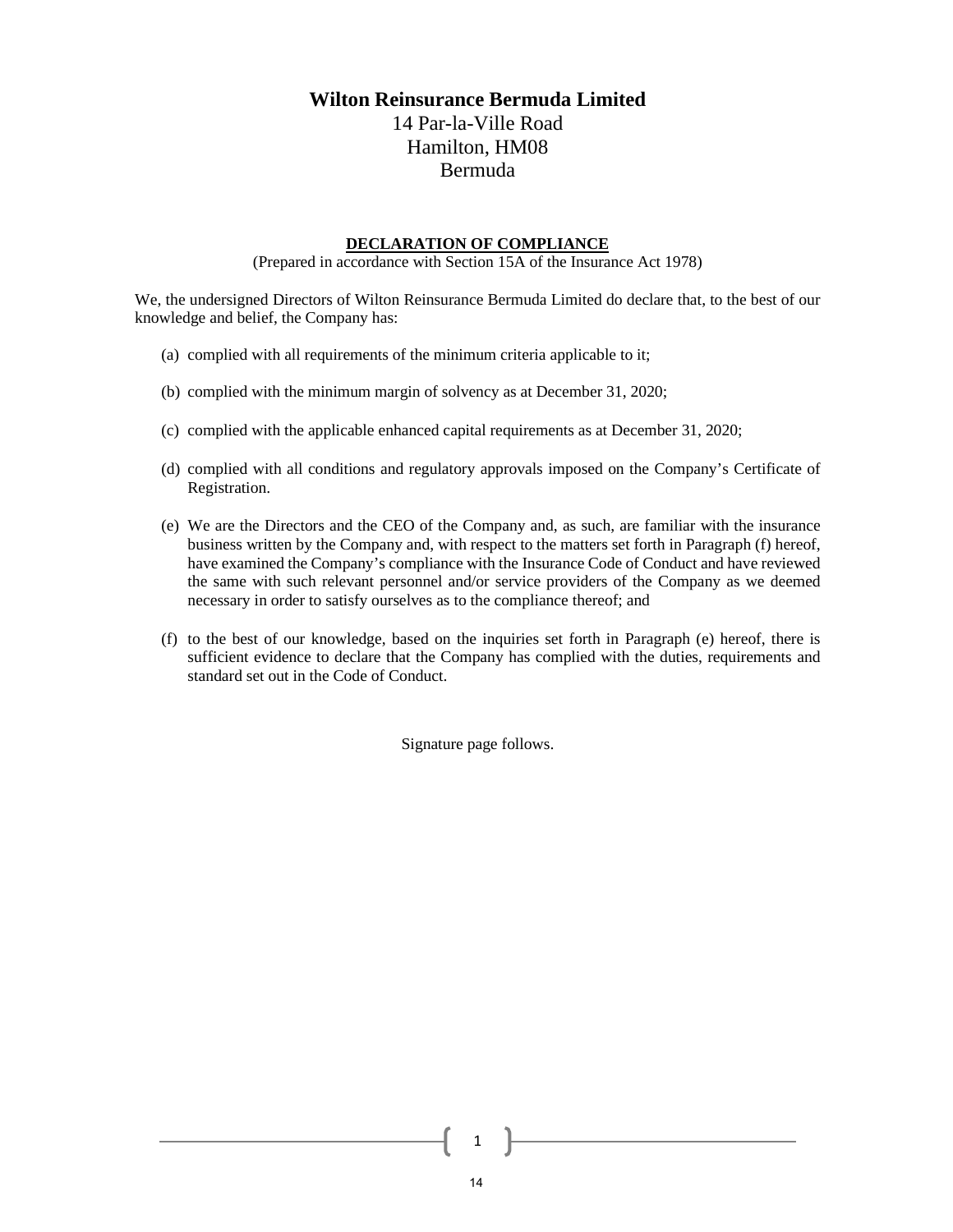# Wilton Reinsurance Bermuda Limited

14 Par-la-Ville Road
Hamilton, HM08
Bermuda

## DECLARATION OF COMPLIANCE

(Prepared in accordance with Section 15A of the Insurance Act 1978)

We, the undersigned Directors of Wilton Reinsurance Bermuda Limited do declare that, to the best of our knowledge and belief, the Company has:

(a) complied with all requirements of the minimum criteria applicable to it;

(b) complied with the minimum margin of solvency as at December 31, 2020;

(c) complied with the applicable enhanced capital requirements as at December 31, 2020;

(d) complied with all conditions and regulatory approvals imposed on the Company's Certificate of Registration.

(e) We are the Directors and the CEO of the Company and, as such, are familiar with the insurance business written by the Company and, with respect to the matters set forth in Paragraph (f) hereof, have examined the Company's compliance with the Insurance Code of Conduct and have reviewed the same with such relevant personnel and/or service providers of the Company as we deemed necessary in order to satisfy ourselves as to the compliance thereof; and

(f) to the best of our knowledge, based on the inquiries set forth in Paragraph (e) hereof, there is sufficient evidence to declare that the Company has complied with the duties, requirements and standard set out in the Code of Conduct.

Signature page follows.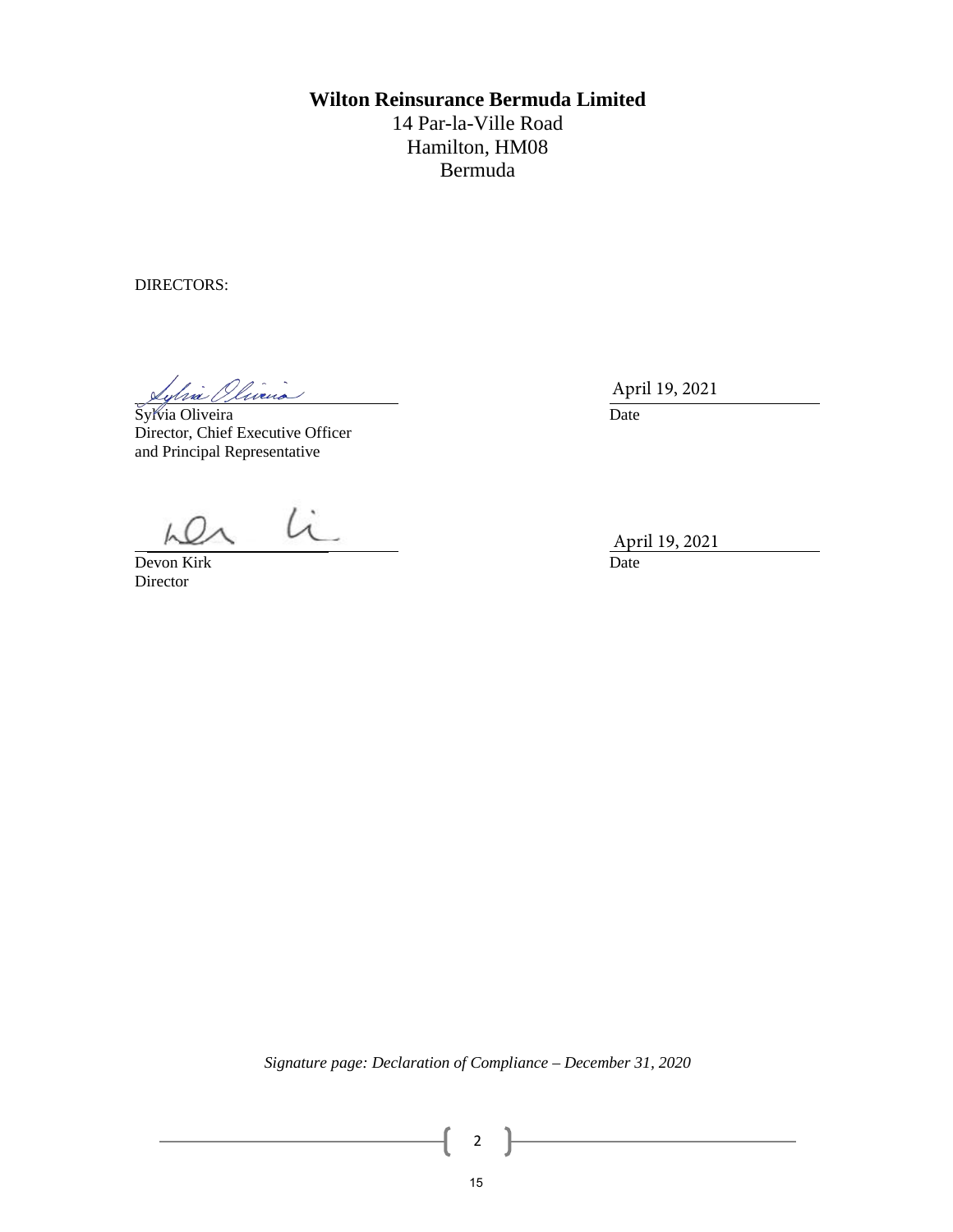**Wilton Reinsurance Bermuda Limited**
14 Par-la-Ville Road
Hamilton, HM08
Bermuda

DIRECTORS:

Sylvia Oliveira
Director, Chief Executive Officer
and Principal Representative

April 19, 2021
Date

Devon Kirk
Director

April 19, 2021
Date

*Signature page: Declaration of Compliance – December 31, 2020*